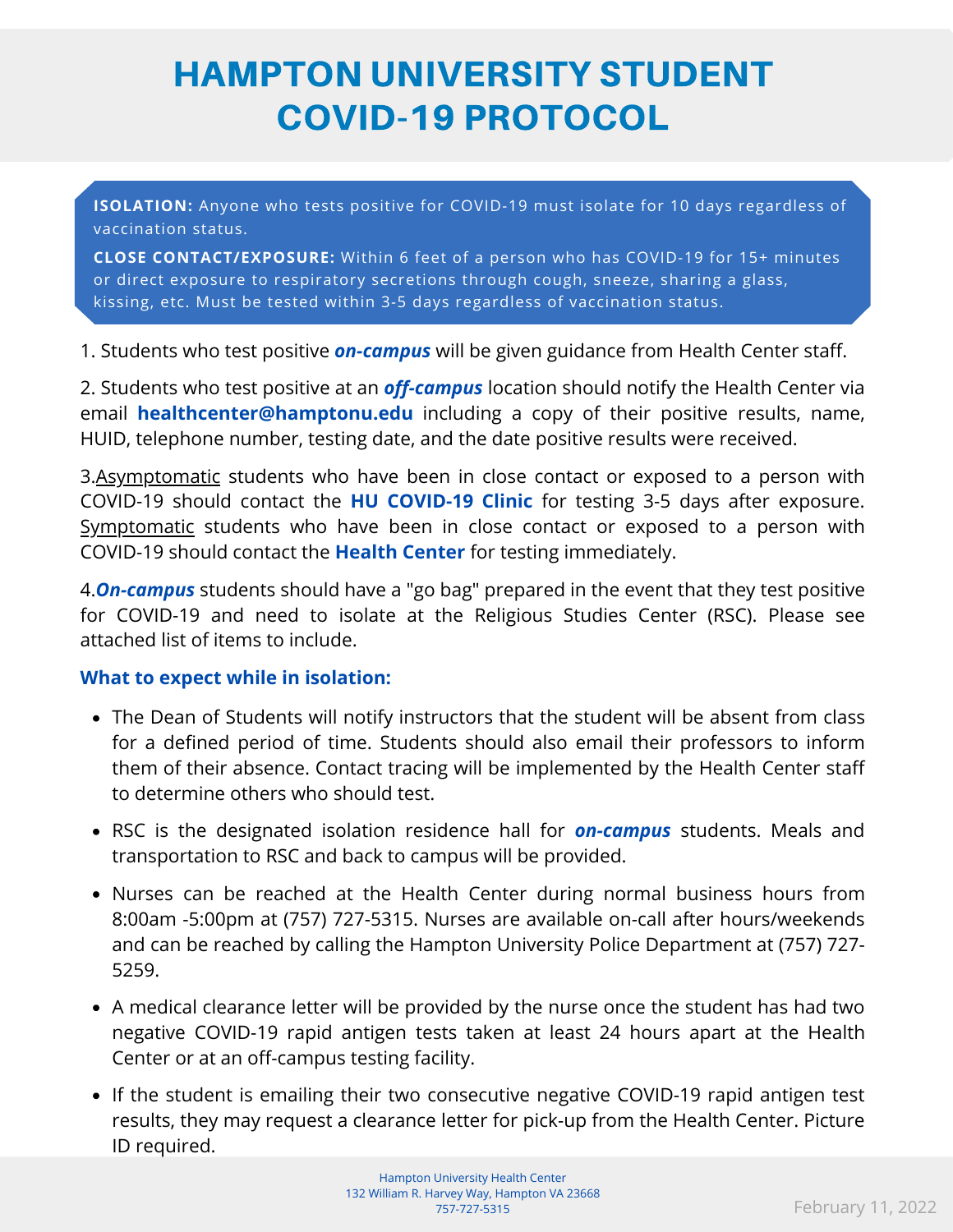# HAMPTON UNIVERSITY STUDENT COVID-19 PROTOCOL

**ISOLATION:** Anyone who tests positive for COVID-19 must isolate for 10 days regardless of vaccination status.

**CLOSE CONTACT/EXPOSURE:** Within 6 feet of a person who has COVID-19 for 15+ minutes or direct exposure to respiratory secretions through cough, sneeze, sharing a glass, kissing, etc. Must be tested within 3-5 days regardless of vaccination status.

1. Students who test positive ***on-campus*** will be given guidance from Health Center staff.

2. Students who test positive at an ***off-campus*** location should notify the Health Center via email **healthcenter@hamptonu.edu** including a copy of their positive results, name, HUID, telephone number, testing date, and the date positive results were received.

3. Asymptomatic students who have been in close contact or exposed to a person with COVID-19 should contact the **HU COVID-19 Clinic** for testing 3-5 days after exposure. Symptomatic students who have been in close contact or exposed to a person with COVID-19 should contact the **Health Center** for testing immediately.

4. ***On-campus*** students should have a "go bag" prepared in the event that they test positive for COVID-19 and need to isolate at the Religious Studies Center (RSC). Please see attached list of items to include.

**What to expect while in isolation:**

- The Dean of Students will notify instructors that the student will be absent from class for a defined period of time. Students should also email their professors to inform them of their absence. Contact tracing will be implemented by the Health Center staff to determine others who should test.
- RSC is the designated isolation residence hall for ***on-campus*** students. Meals and transportation to RSC and back to campus will be provided.
- Nurses can be reached at the Health Center during normal business hours from 8:00am -5:00pm at (757) 727-5315. Nurses are available on-call after hours/weekends and can be reached by calling the Hampton University Police Department at (757) 727-5259.
- A medical clearance letter will be provided by the nurse once the student has had two negative COVID-19 rapid antigen tests taken at least 24 hours apart at the Health Center or at an off-campus testing facility.
- If the student is emailing their two consecutive negative COVID-19 rapid antigen test results, they may request a clearance letter for pick-up from the Health Center. Picture ID required.

Hampton University Health Center
132 William R. Harvey Way, Hampton VA 23668
757-727-5315

February 11, 2022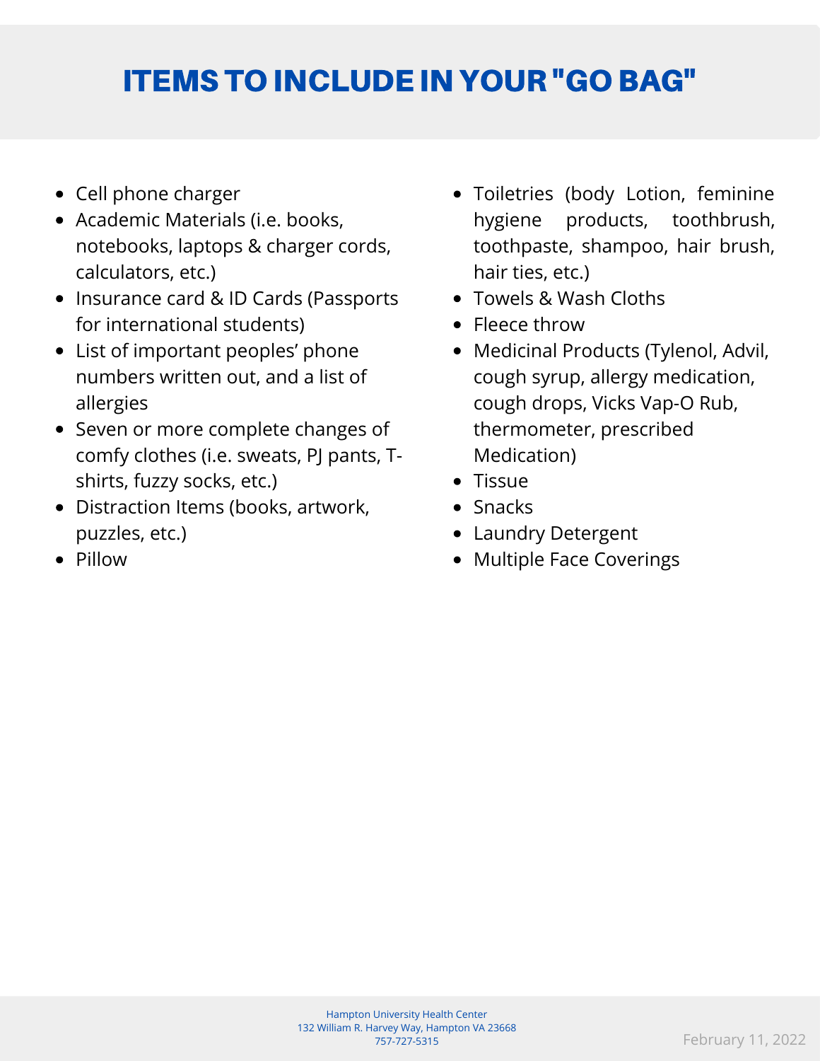# ITEMS TO INCLUDE IN YOUR "GO BAG"

- Cell phone charger
- Academic Materials (i.e. books, notebooks, laptops & charger cords, calculators, etc.)
- Insurance card & ID Cards (Passports for international students)
- List of important peoples' phone numbers written out, and a list of allergies
- Seven or more complete changes of comfy clothes (i.e. sweats, PJ pants, T-shirts, fuzzy socks, etc.)
- Distraction Items (books, artwork, puzzles, etc.)
- Pillow
- Toiletries (body Lotion, feminine hygiene products, toothbrush, toothpaste, shampoo, hair brush, hair ties, etc.)
- Towels & Wash Cloths
- Fleece throw
- Medicinal Products (Tylenol, Advil, cough syrup, allergy medication, cough drops, Vicks Vap-O Rub, thermometer, prescribed Medication)
- Tissue
- Snacks
- Laundry Detergent
- Multiple Face Coverings

Hampton University Health Center
132 William R. Harvey Way, Hampton VA 23668
757-727-5315

February 11, 2022